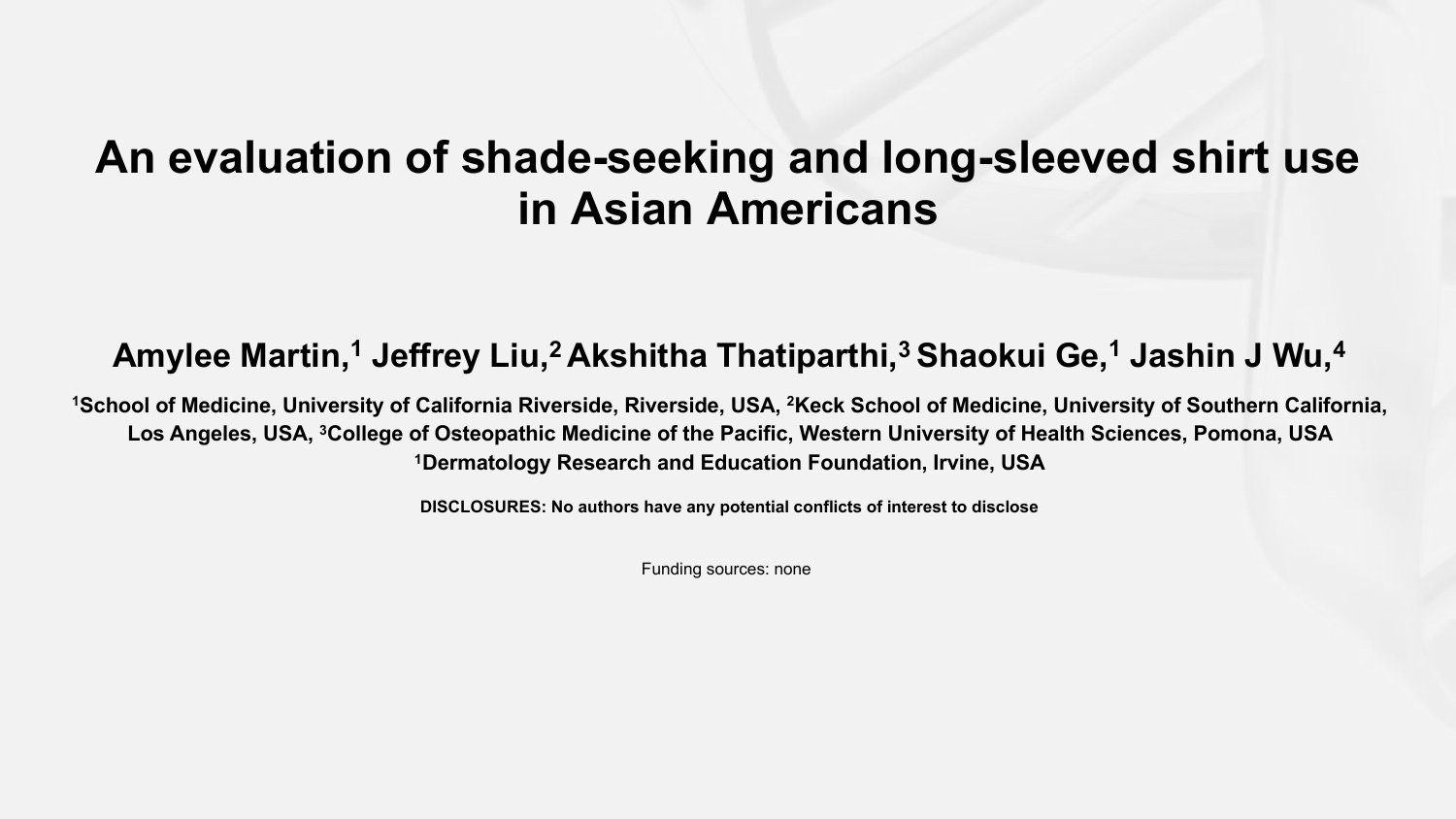# An evaluation of shade-seeking and long-sleeved shirt use in Asian Americans

**Amylee Martin,[1] Jeffrey Liu,[2] Akshitha Thatiparthi,[3] Shaokui Ge,[1] Jashin J Wu,[4]**

**[1]School of Medicine, University of California Riverside, Riverside, USA, [2]Keck School of Medicine, University of Southern California, Los Angeles, USA, [3]College of Osteopathic Medicine of the Pacific, Western University of Health Sciences, Pomona, USA [1]Dermatology Research and Education Foundation, Irvine, USA**

**DISCLOSURES: No authors have any potential conflicts of interest to disclose**

Funding sources: none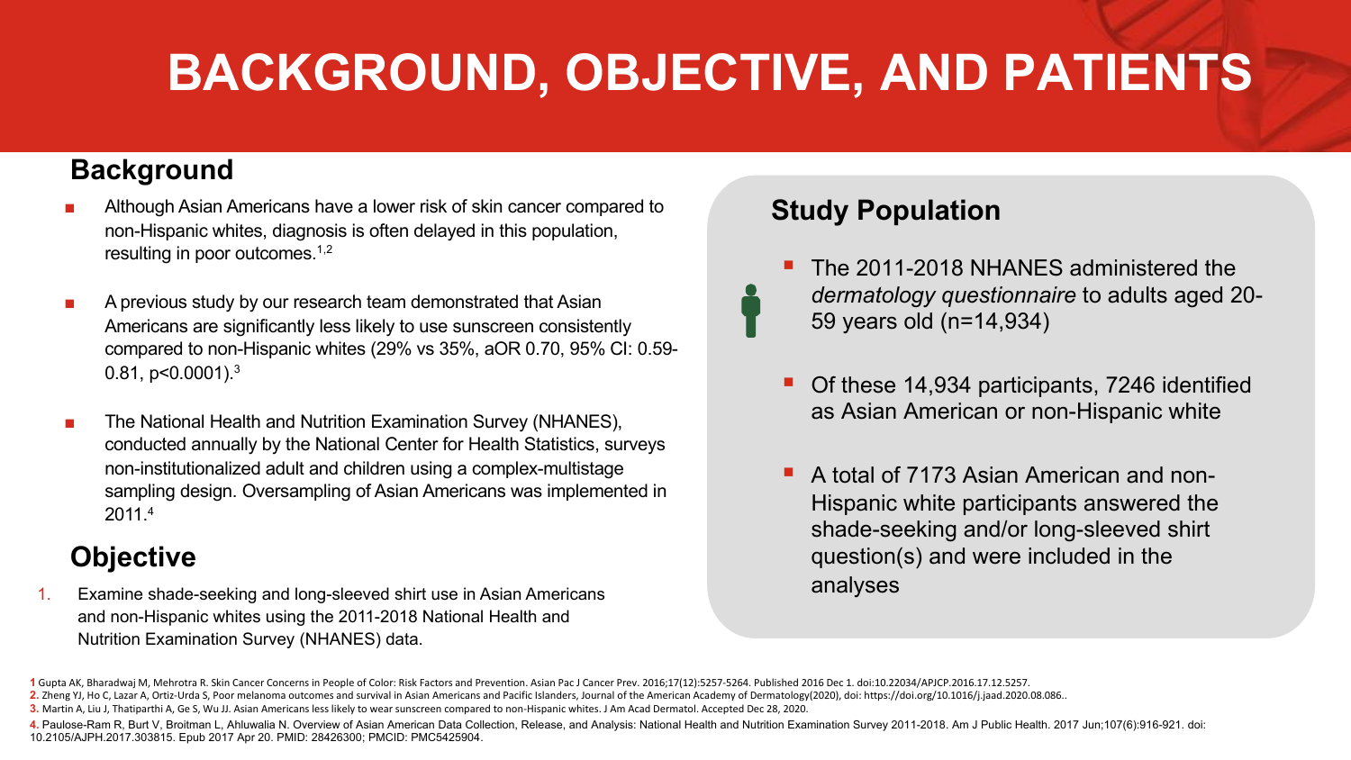# BACKGROUND, OBJECTIVE, AND PATIENTS

## Background

- Although Asian Americans have a lower risk of skin cancer compared to non-Hispanic whites, diagnosis is often delayed in this population, resulting in poor outcomes.[1,2]
- A previous study by our research team demonstrated that Asian Americans are significantly less likely to use sunscreen consistently compared to non-Hispanic whites (29% vs 35%, aOR 0.70, 95% CI: 0.59-0.81, $p<0.0001$).[3]
- The National Health and Nutrition Examination Survey (NHANES), conducted annually by the National Center for Health Statistics, surveys non-institutionalized adult and children using a complex-multistage sampling design. Oversampling of Asian Americans was implemented in 2011.[4]

## Objective

1. Examine shade-seeking and long-sleeved shirt use in Asian Americans and non-Hispanic whites using the 2011-2018 National Health and Nutrition Examination Survey (NHANES) data.

## Study Population

- The 2011-2018 NHANES administered the *dermatology questionnaire* to adults aged 20-59 years old (n=14,934)
- Of these 14,934 participants, 7246 identified as Asian American or non-Hispanic white
- A total of 7173 Asian American and non-Hispanic white participants answered the shade-seeking and/or long-sleeved shirt question(s) and were included in the analyses

**1** Gupta AK, Bharadwaj M, Mehrotra R. Skin Cancer Concerns in People of Color: Risk Factors and Prevention. Asian Pac J Cancer Prev. 2016;17(12):5257-5264. Published 2016 Dec 1. doi:10.22034/APJCP.2016.17.12.5257.
**2.** Zheng YJ, Ho C, Lazar A, Ortiz-Urda S, Poor melanoma outcomes and survival in Asian Americans and Pacific Islanders, Journal of the American Academy of Dermatology(2020), doi: https://doi.org/10.1016/j.jaad.2020.08.086..
**3.** Martin A, Liu J, Thatiparthi A, Ge S, Wu JJ. Asian Americans less likely to wear sunscreen compared to non-Hispanic whites. J Am Acad Dermatol. Accepted Dec 28, 2020.
**4.** Paulose-Ram R, Burt V, Broitman L, Ahluwalia N. Overview of Asian American Data Collection, Release, and Analysis: National Health and Nutrition Examination Survey 2011-2018. Am J Public Health. 2017 Jun;107(6):916-921. doi: 10.2105/AJPH.2017.303815. Epub 2017 Apr 20. PMID: 28426300; PMCID: PMC5425904.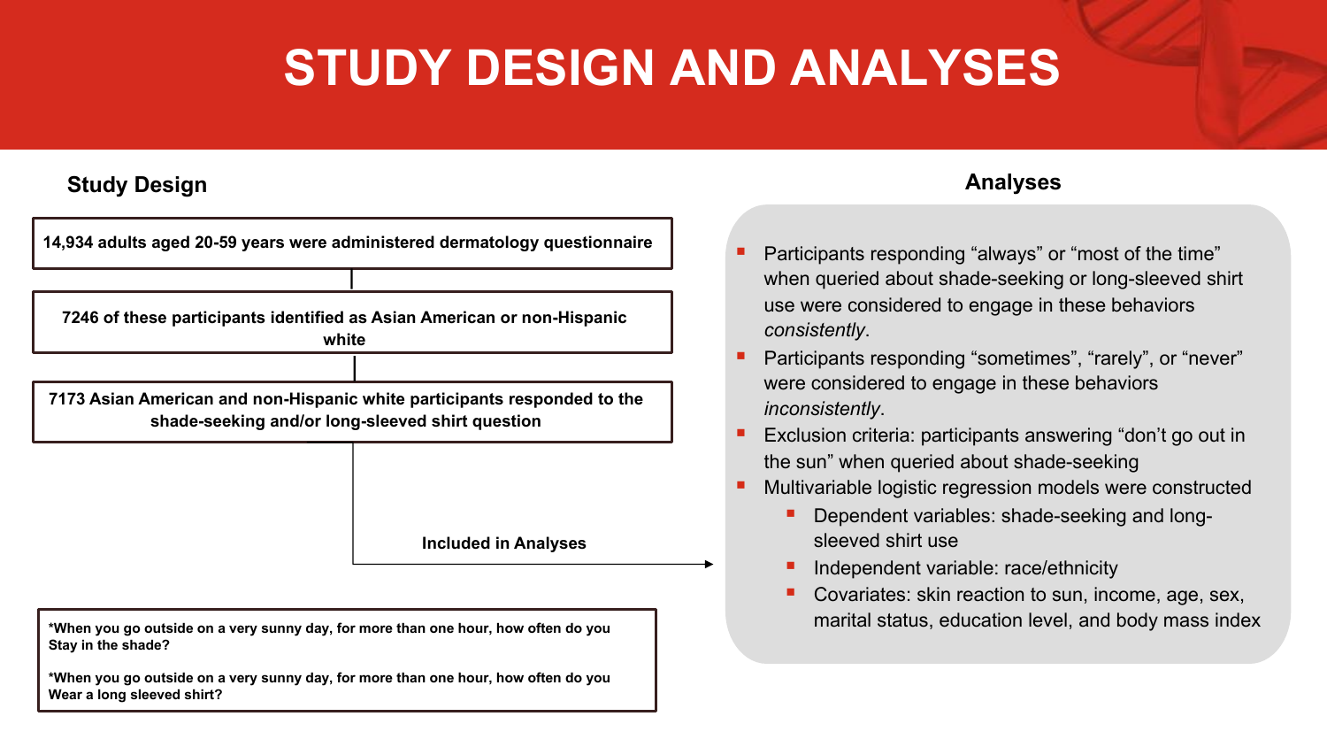# STUDY DESIGN AND ANALYSES

## Study Design

**14,934 adults aged 20-59 years were administered dermatology questionnaire**

**7246 of these participants identified as Asian American or non-Hispanic white**

**7173 Asian American and non-Hispanic white participants responded to the shade-seeking and/or long-sleeved shirt question**

**Included in Analyses**

**\*When you go outside on a very sunny day, for more than one hour, how often do you Stay in the shade?**

**\*When you go outside on a very sunny day, for more than one hour, how often do you Wear a long sleeved shirt?**

## Analyses

- Participants responding "always" or "most of the time" when queried about shade-seeking or long-sleeved shirt use were considered to engage in these behaviors *consistently*.
- Participants responding "sometimes", "rarely", or "never" were considered to engage in these behaviors *inconsistently*.
- Exclusion criteria: participants answering "don't go out in the sun" when queried about shade-seeking
- Multivariable logistic regression models were constructed
  - Dependent variables: shade-seeking and long-sleeved shirt use
  - Independent variable: race/ethnicity
  - Covariates: skin reaction to sun, income, age, sex, marital status, education level, and body mass index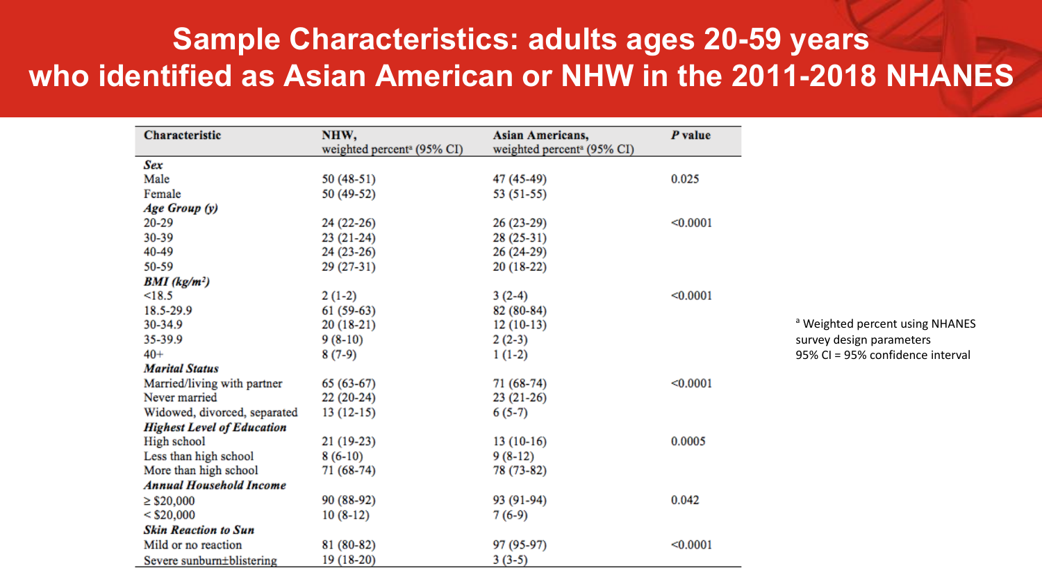# Sample Characteristics: adults ages 20-59 years who identified as Asian American or NHW in the 2011-2018 NHANES

| Characteristic | NHW, weighted percent[a] (95% CI) | Asian Americans, weighted percent[a] (95% CI) | *P* value |
|---|---|---|---|
| ***Sex*** | | | |
| Male | 50 (48-51) | 47 (45-49) | 0.025 |
| Female | 50 (49-52) | 53 (51-55) | |
| ***Age Group (y)*** | | | |
| 20-29 | 24 (22-26) | 26 (23-29) | <0.0001 |
| 30-39 | 23 (21-24) | 28 (25-31) | |
| 40-49 | 24 (23-26) | 26 (24-29) | |
| 50-59 | 29 (27-31) | 20 (18-22) | |
| ***BMI (kg/m²)*** | | | |
| <18.5 | 2 (1-2) | 3 (2-4) | <0.0001 |
| 18.5-29.9 | 61 (59-63) | 82 (80-84) | |
| 30-34.9 | 20 (18-21) | 12 (10-13) | |
| 35-39.9 | 9 (8-10) | 2 (2-3) | |
| 40+ | 8 (7-9) | 1 (1-2) | |
| ***Marital Status*** | | | |
| Married/living with partner | 65 (63-67) | 71 (68-74) | <0.0001 |
| Never married | 22 (20-24) | 23 (21-26) | |
| Widowed, divorced, separated | 13 (12-15) | 6 (5-7) | |
| ***Highest Level of Education*** | | | |
| High school | 21 (19-23) | 13 (10-16) | 0.0005 |
| Less than high school | 8 (6-10) | 9 (8-12) | |
| More than high school | 71 (68-74) | 78 (73-82) | |
| ***Annual Household Income*** | | | |
| ≥ $20,000 | 90 (88-92) | 93 (91-94) | 0.042 |
| < $20,000 | 10 (8-12) | 7 (6-9) | |
| ***Skin Reaction to Sun*** | | | |
| Mild or no reaction | 81 (80-82) | 97 (95-97) | <0.0001 |
| Severe sunburn±blistering | 19 (18-20) | 3 (3-5) | |

[a] Weighted percent using NHANES survey design parameters
95% CI = 95% confidence interval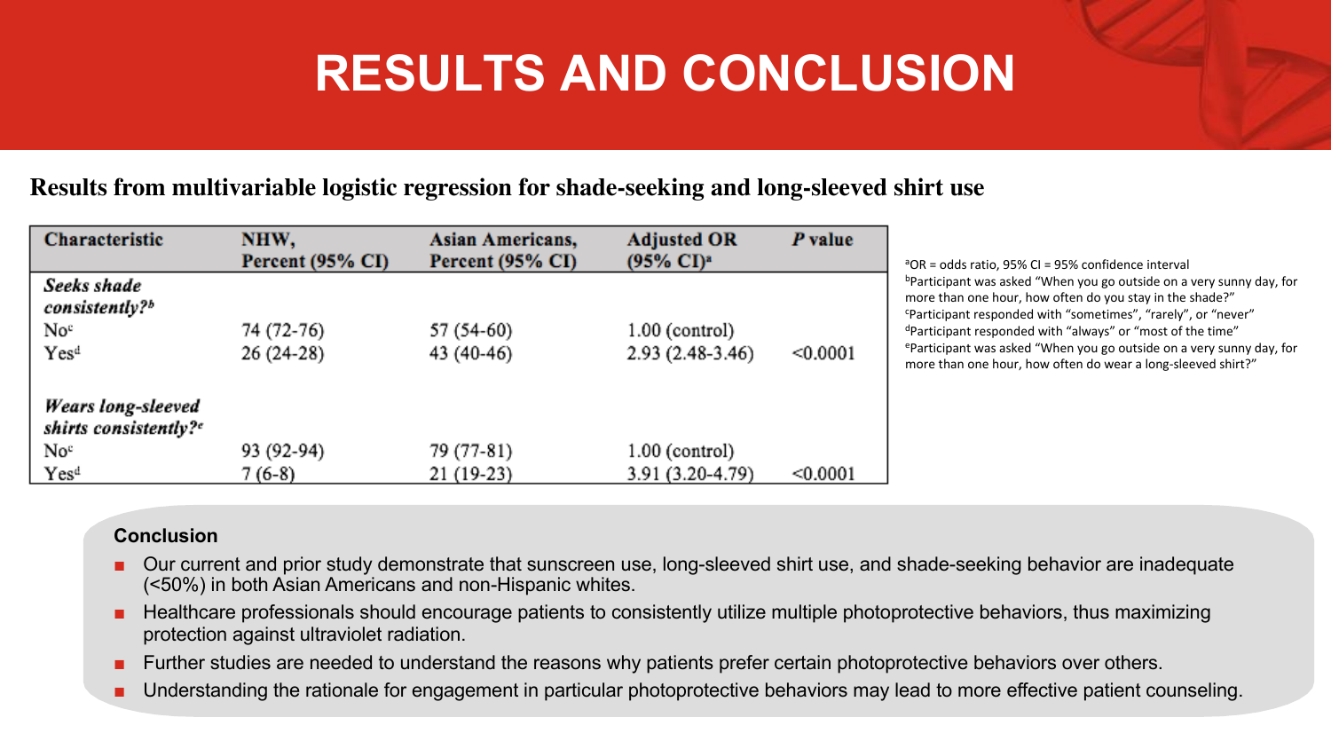# RESULTS AND CONCLUSION

**Results from multivariable logistic regression for shade-seeking and long-sleeved shirt use**

| Characteristic | NHW, Percent (95% CI) | Asian Americans, Percent (95% CI) | Adjusted OR (95% CI)[a] | *P* value |
|---|---|---|---|---|
| ***Seeks shade consistently?***[b] | | | | |
| No[c] | 74 (72-76) | 57 (54-60) | 1.00 (control) | |
| Yes[d] | 26 (24-28) | 43 (40-46) | 2.93 (2.48-3.46) | <0.0001 |
| ***Wears long-sleeved shirts consistently?***[e] | | | | |
| No[c] | 93 (92-94) | 79 (77-81) | 1.00 (control) | |
| Yes[d] | 7 (6-8) | 21 (19-23) | 3.91 (3.20-4.79) | <0.0001 |

[a]OR = odds ratio, 95% CI = 95% confidence interval
[b]Participant was asked "When you go outside on a very sunny day, for more than one hour, how often do you stay in the shade?"
[c]Participant responded with "sometimes", "rarely", or "never"
[d]Participant responded with "always" or "most of the time"
[e]Participant was asked "When you go outside on a very sunny day, for more than one hour, how often do wear a long-sleeved shirt?"

### Conclusion

- Our current and prior study demonstrate that sunscreen use, long-sleeved shirt use, and shade-seeking behavior are inadequate (<50%) in both Asian Americans and non-Hispanic whites.
- Healthcare professionals should encourage patients to consistently utilize multiple photoprotective behaviors, thus maximizing protection against ultraviolet radiation.
- Further studies are needed to understand the reasons why patients prefer certain photoprotective behaviors over others.
- Understanding the rationale for engagement in particular photoprotective behaviors may lead to more effective patient counseling.